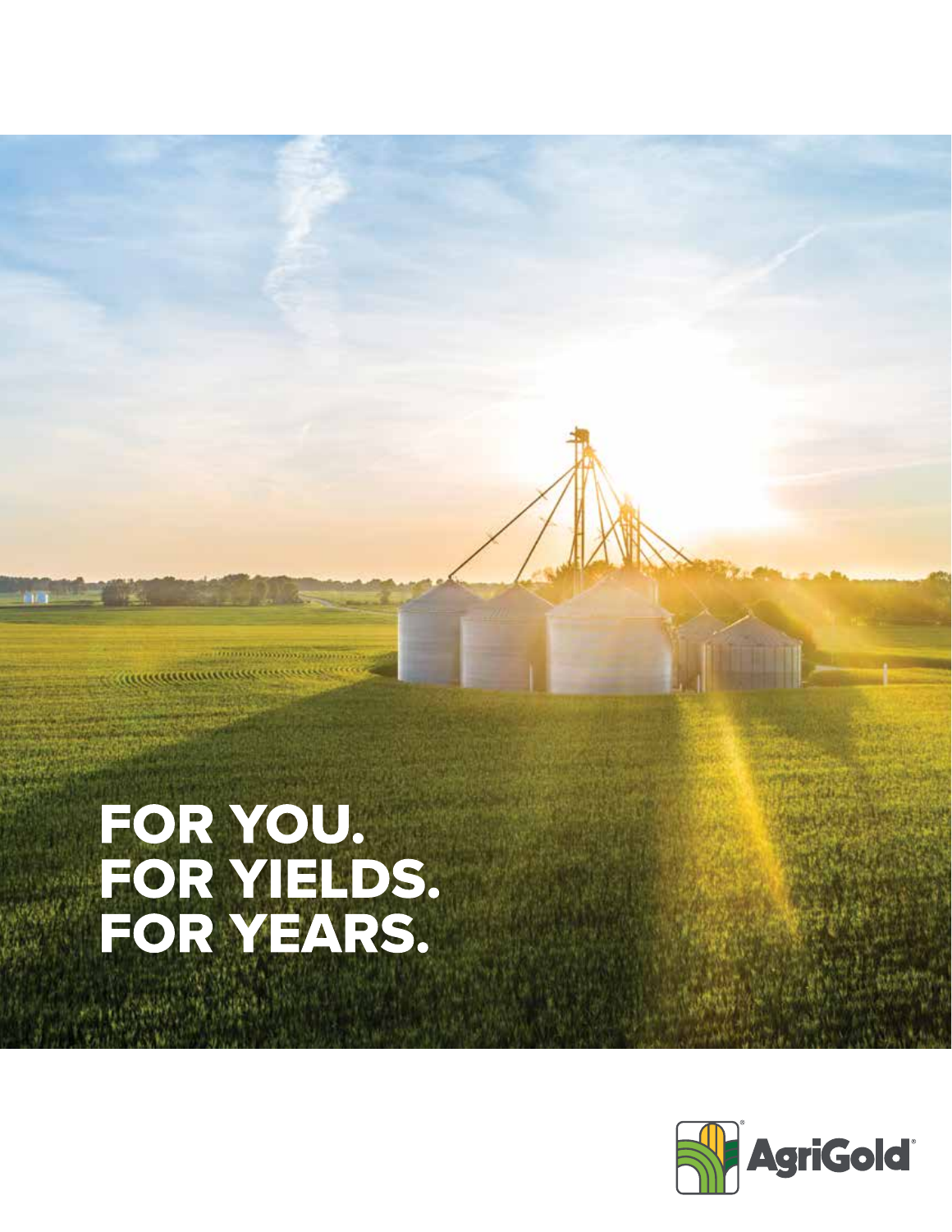# FOR YOU.
# FOR YIELDS.
# FOR YEARS.

AgriGold®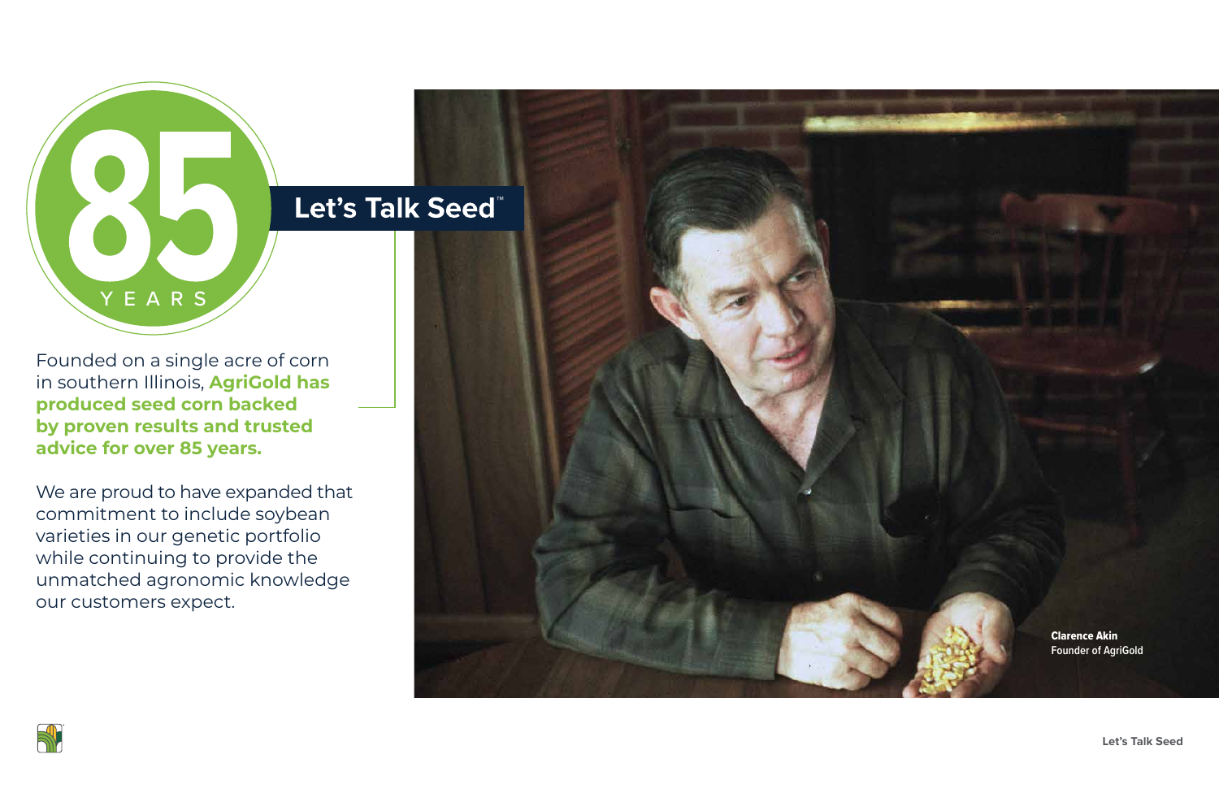85 YEARS

## Let's Talk Seed™

Founded on a single acre of corn in southern Illinois, **AgriGold has produced seed corn backed by proven results and trusted advice for over 85 years.**

We are proud to have expanded that commitment to include soybean varieties in our genetic portfolio while continuing to provide the unmatched agronomic knowledge our customers expect.

**Clarence Akin**
Founder of AgriGold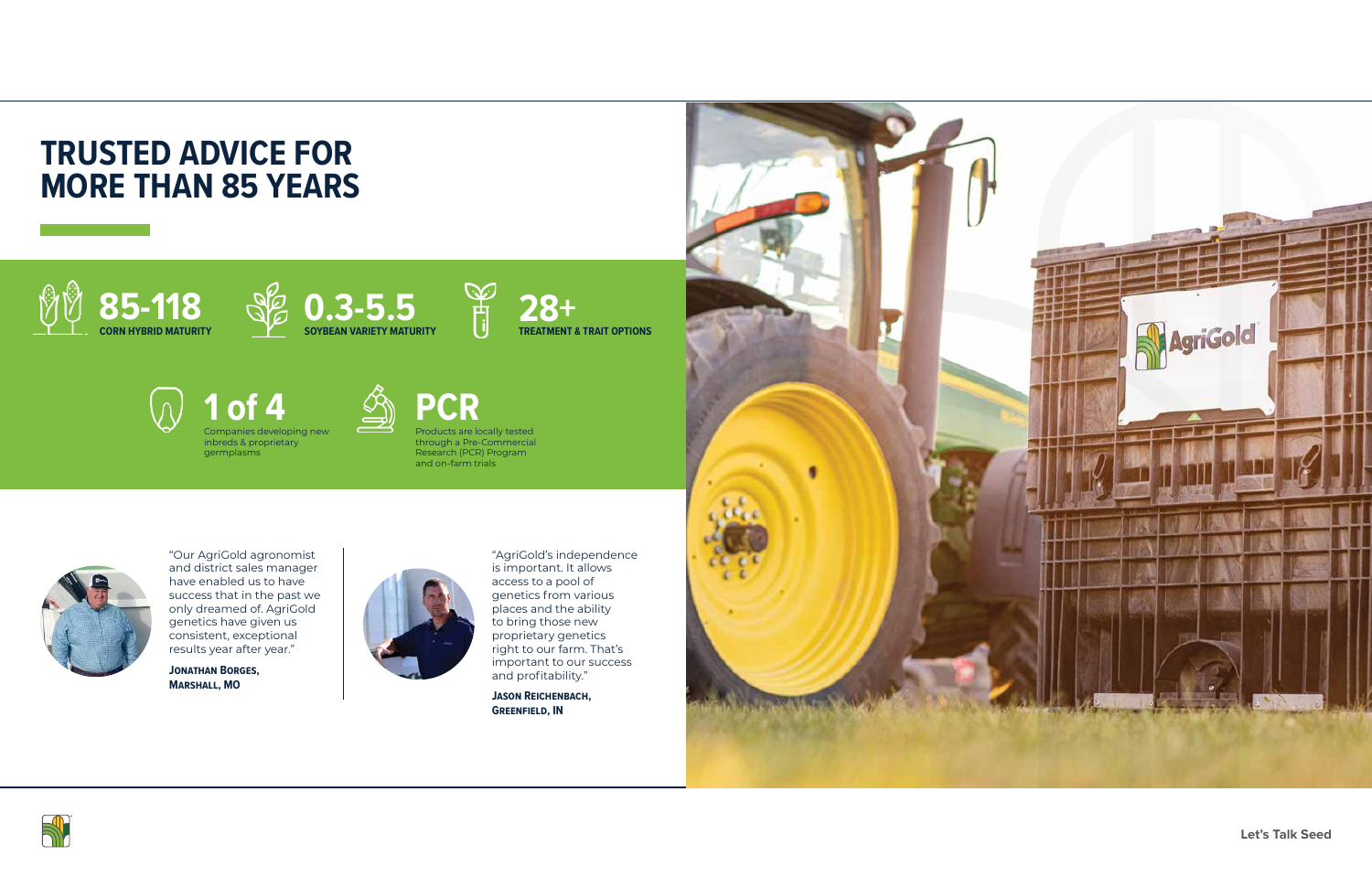# TRUSTED ADVICE FOR MORE THAN 85 YEARS

**85-118**
CORN HYBRID MATURITY

**0.3-5.5**
SOYBEAN VARIETY MATURITY

**28+**
TREATMENT & TRAIT OPTIONS

**1 of 4**
Companies developing new inbreds & proprietary germplasms

**PCR**
Products are locally tested through a Pre-Commercial Research (PCR) Program and on-farm trials

"Our AgriGold agronomist and district sales manager have enabled us to have success that in the past we only dreamed of. AgriGold genetics have given us consistent, exceptional results year after year."

**JONATHAN BORGES, MARSHALL, MO**

"AgriGold's independence is important. It allows access to a pool of genetics from various places and the ability to bring those new proprietary genetics right to our farm. That's important to our success and profitability."

**JASON REICHENBACH, GREENFIELD, IN**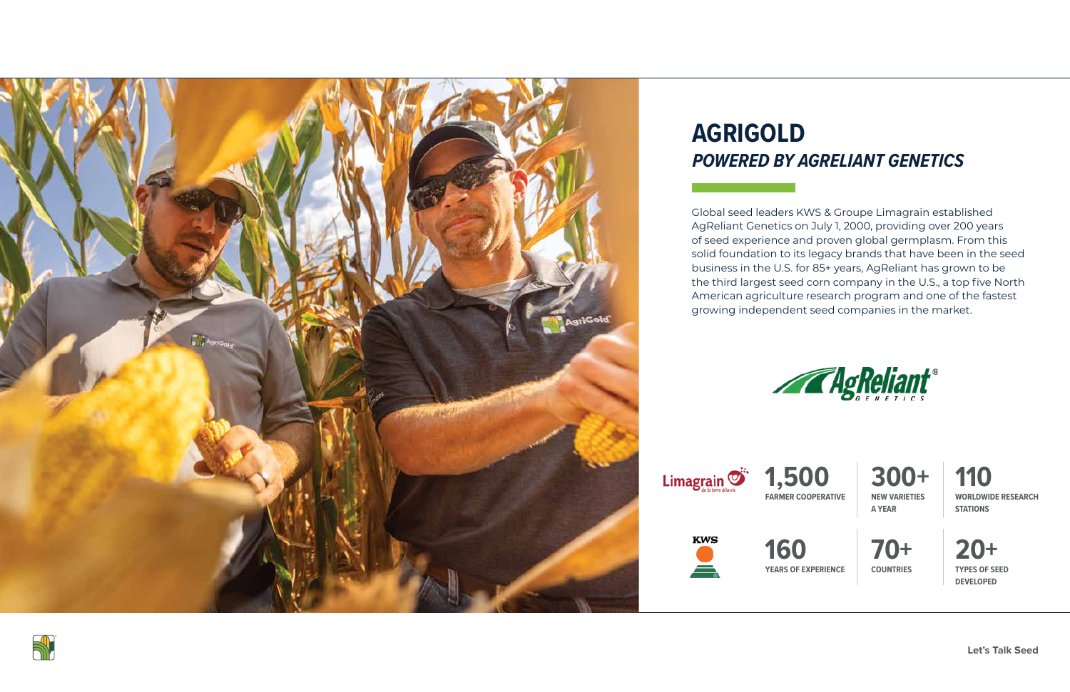# AGRIGOLD

## *POWERED BY AGRELIANT GENETICS*

Global seed leaders KWS & Groupe Limagrain established AgReliant Genetics on July 1, 2000, providing over 200 years of seed experience and proven global germplasm. From this solid foundation to its legacy brands that have been in the seed business in the U.S. for 85+ years, AgReliant has grown to be the third largest seed corn company in the U.S., a top five North American agriculture research program and one of the fastest growing independent seed companies in the market.

Limagrain

**1,500**
FARMER COOPERATIVE

**300+**
NEW VARIETIES A YEAR

**110**
WORLDWIDE RESEARCH STATIONS

KWS

**160**
YEARS OF EXPERIENCE

**70+**
COUNTRIES

**20+**
TYPES OF SEED DEVELOPED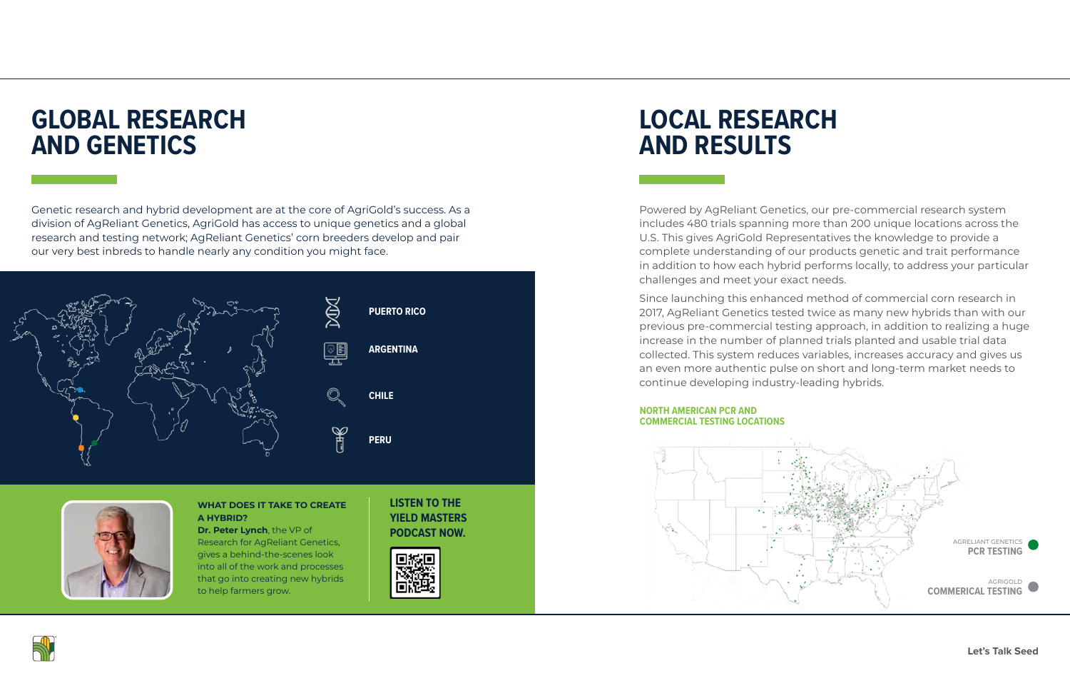# GLOBAL RESEARCH AND GENETICS

Genetic research and hybrid development are at the core of AgriGold's success. As a division of AgReliant Genetics, AgriGold has access to unique genetics and a global research and testing network; AgReliant Genetics' corn breeders develop and pair our very best inbreds to handle nearly any condition you might face.

**PUERTO RICO**

**ARGENTINA**

**CHILE**

**PERU**

**WHAT DOES IT TAKE TO CREATE A HYBRID?**
**Dr. Peter Lynch**, the VP of Research for AgReliant Genetics, gives a behind-the-scenes look into all of the work and processes that go into creating new hybrids to help farmers grow.

**LISTEN TO THE YIELD MASTERS PODCAST NOW.**

# LOCAL RESEARCH AND RESULTS

Powered by AgReliant Genetics, our pre-commercial research system includes 480 trials spanning more than 200 unique locations across the U.S. This gives AgriGold Representatives the knowledge to provide a complete understanding of our products genetic and trait performance in addition to how each hybrid performs locally, to address your particular challenges and meet your exact needs.

Since launching this enhanced method of commercial corn research in 2017, AgReliant Genetics tested twice as many new hybrids than with our previous pre-commercial testing approach, in addition to realizing a huge increase in the number of planted trials planted and usable trial data collected. This system reduces variables, increases accuracy and gives us an even more authentic pulse on short and long-term market needs to continue developing industry-leading hybrids.

**NORTH AMERICAN PCR AND COMMERCIAL TESTING LOCATIONS**

AGRELIANT GENETICS **PCR TESTING**

AGRIGOLD **COMMERICAL TESTING**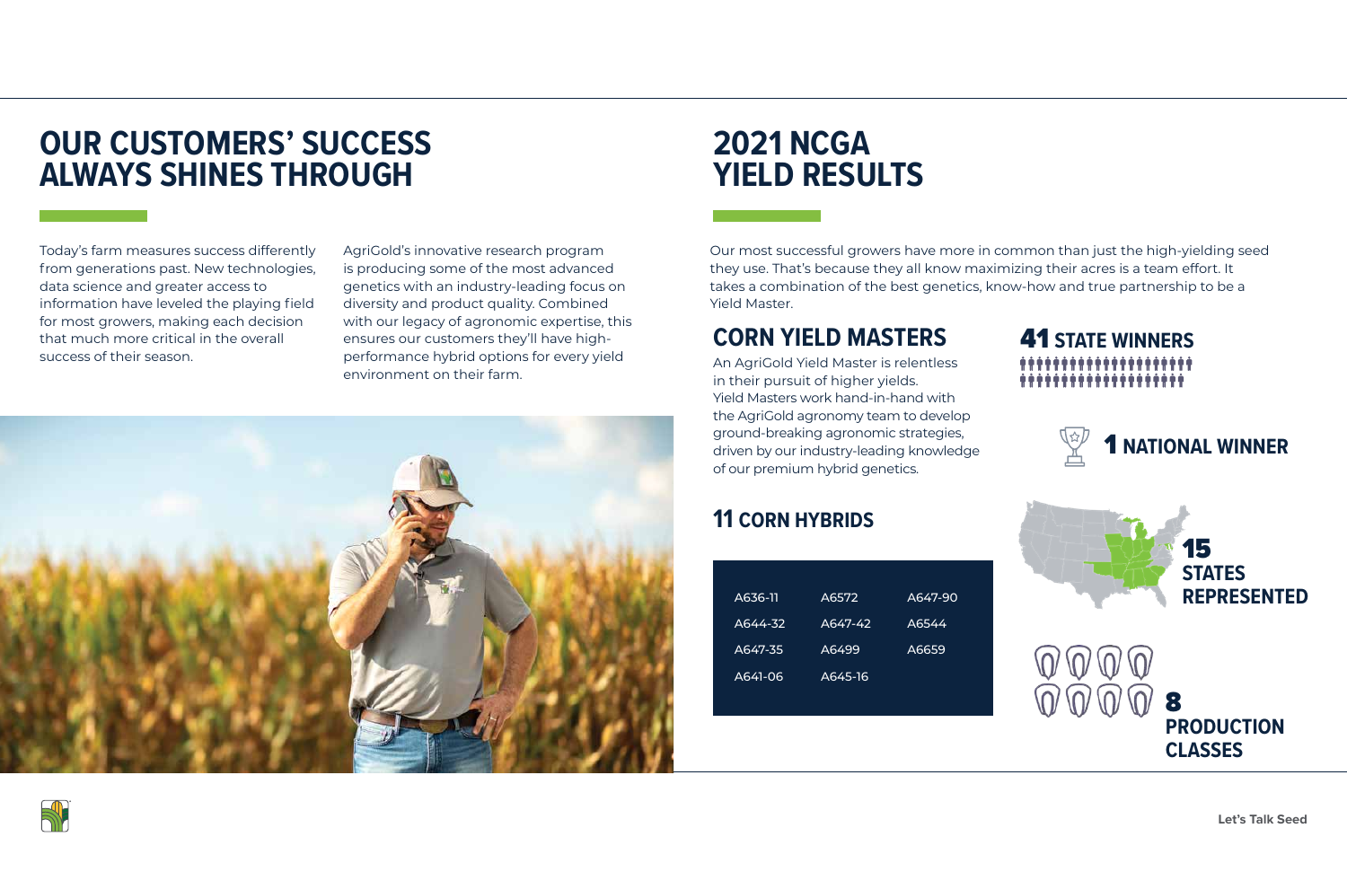# OUR CUSTOMERS' SUCCESS ALWAYS SHINES THROUGH

Today's farm measures success differently from generations past. New technologies, data science and greater access to information have leveled the playing field for most growers, making each decision that much more critical in the overall success of their season.

AgriGold's innovative research program is producing some of the most advanced genetics with an industry-leading focus on diversity and product quality. Combined with our legacy of agronomic expertise, this ensures our customers they'll have high-performance hybrid options for every yield environment on their farm.

# 2021 NCGA YIELD RESULTS

Our most successful growers have more in common than just the high-yielding seed they use. That's because they all know maximizing their acres is a team effort. It takes a combination of the best genetics, know-how and true partnership to be a Yield Master.

## CORN YIELD MASTERS

An AgriGold Yield Master is relentless in their pursuit of higher yields. Yield Masters work hand-in-hand with the AgriGold agronomy team to develop ground-breaking agronomic strategies, driven by our industry-leading knowledge of our premium hybrid genetics.

## 11 CORN HYBRIDS

| | | |
|---|---|---|
| A636-11 | A6572 | A647-90 |
| A644-32 | A647-42 | A6544 |
| A647-35 | A6499 | A6659 |
| A641-06 | A645-16 | |

**41 STATE WINNERS**

**1 NATIONAL WINNER**

**15 STATES REPRESENTED**

**8 PRODUCTION CLASSES**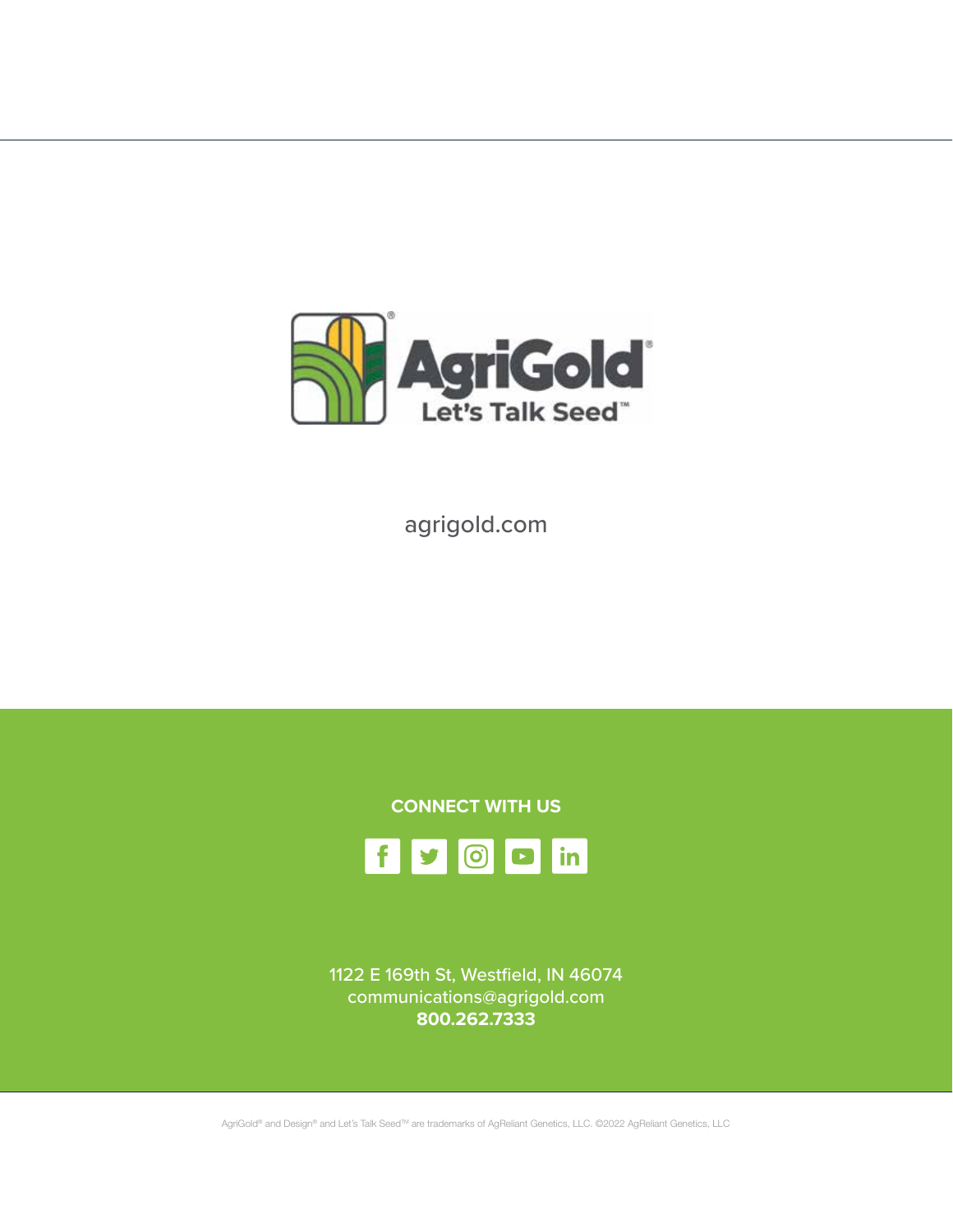AgriGold®

Let's Talk Seed™

agrigold.com

**CONNECT WITH US**

1122 E 169th St, Westfield, IN 46074
communications@agrigold.com
**800.262.7333**

AgriGold® and Design® and Let's Talk Seed™ are trademarks of AgReliant Genetics, LLC. ©2022 AgReliant Genetics, LLC